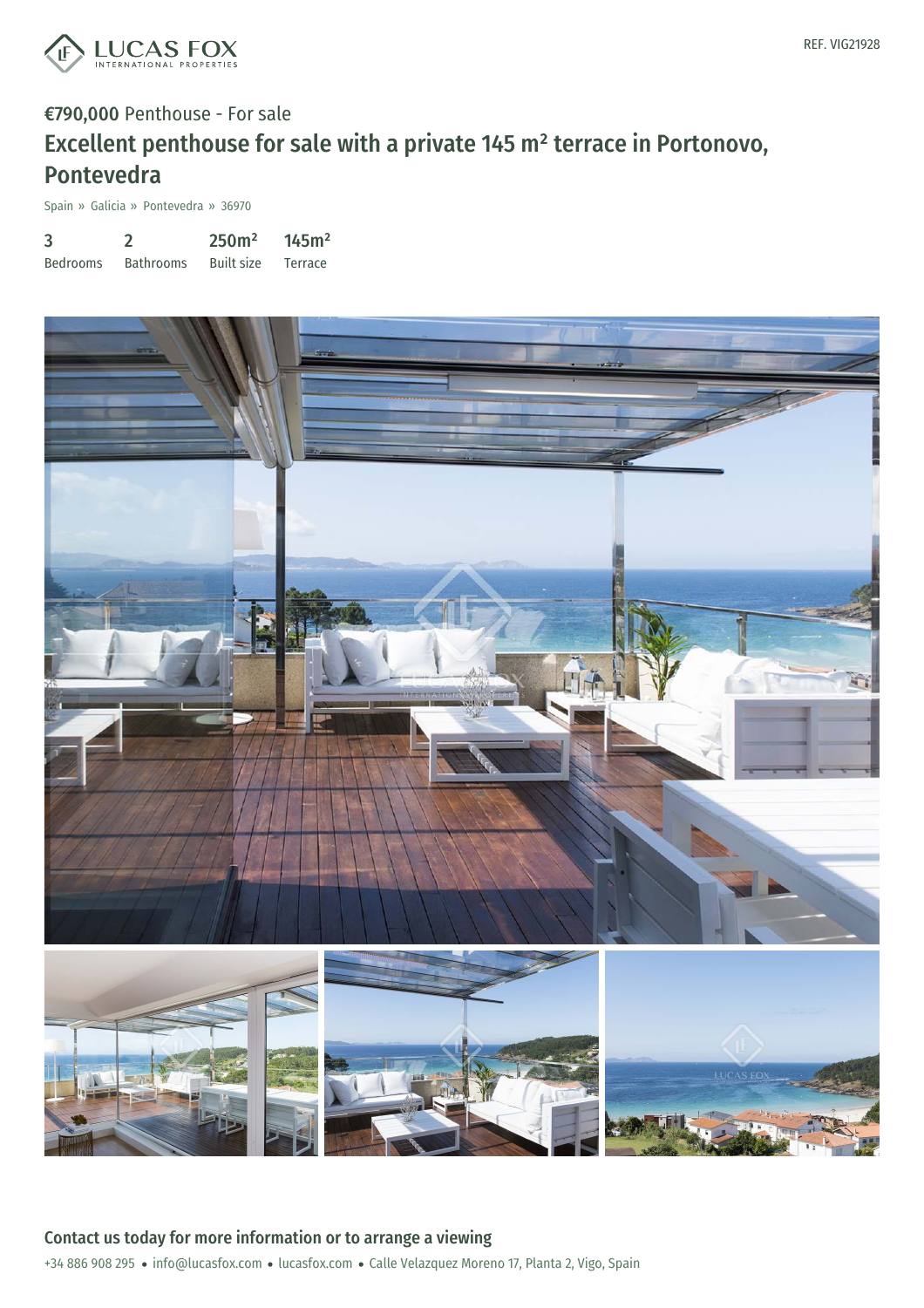REF. VIG21928

€790,000 Penthouse - For sale

# Excellent penthouse for sale with a private 145 m² terrace in Portonovo, Pontevedra

Spain » Galicia » Pontevedra » 36970

| 3 | 2 | 250m² | 145m² |
|---|---|---|---|
| Bedrooms | Bathrooms | Built size | Terrace |

## Contact us today for more information or to arrange a viewing

+34 886 908 295 • info@lucasfox.com • lucasfox.com • Calle Velazquez Moreno 17, Planta 2, Vigo, Spain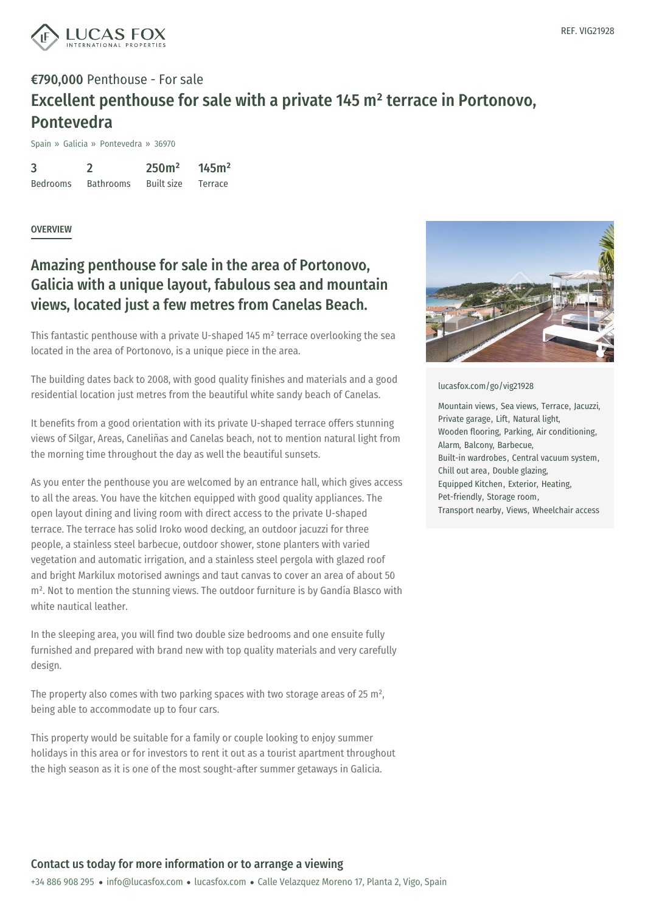REF. VIG21928

**€790,000** Penthouse - For sale

# Excellent penthouse for sale with a private 145 m² terrace in Portonovo, Pontevedra

Spain » Galicia » Pontevedra » 36970

| 3 | 2 | 250m² | 145m² |
|---|---|---|---|
| Bedrooms | Bathrooms | Built size | Terrace |

## OVERVIEW

## Amazing penthouse for sale in the area of Portonovo, Galicia with a unique layout, fabulous sea and mountain views, located just a few metres from Canelas Beach.

This fantastic penthouse with a private U-shaped 145 m² terrace overlooking the sea located in the area of Portonovo, is a unique piece in the area.

The building dates back to 2008, with good quality finishes and materials and a good residential location just metres from the beautiful white sandy beach of Canelas.

It benefits from a good orientation with its private U-shaped terrace offers stunning views of Silgar, Areas, Caneliñas and Canelas beach, not to mention natural light from the morning time throughout the day as well the beautiful sunsets.

As you enter the penthouse you are welcomed by an entrance hall, which gives access to all the areas. You have the kitchen equipped with good quality appliances. The open layout dining and living room with direct access to the private U-shaped terrace. The terrace has solid Iroko wood decking, an outdoor jacuzzi for three people, a stainless steel barbecue, outdoor shower, stone planters with varied vegetation and automatic irrigation, and a stainless steel pergola with glazed roof and bright Markilux motorised awnings and taut canvas to cover an area of about 50 m². Not to mention the stunning views. The outdoor furniture is by Gandía Blasco with white nautical leather.

In the sleeping area, you will find two double size bedrooms and one ensuite fully furnished and prepared with brand new with top quality materials and very carefully design.

The property also comes with two parking spaces with two storage areas of 25 m², being able to accommodate up to four cars.

This property would be suitable for a family or couple looking to enjoy summer holidays in this area or for investors to rent it out as a tourist apartment throughout the high season as it is one of the most sought-after summer getaways in Galicia.

lucasfox.com/go/vig21928

Mountain views, Sea views, Terrace, Jacuzzi, Private garage, Lift, Natural light, Wooden flooring, Parking, Air conditioning, Alarm, Balcony, Barbecue, Built-in wardrobes, Central vacuum system, Chill out area, Double glazing, Equipped Kitchen, Exterior, Heating, Pet-friendly, Storage room, Transport nearby, Views, Wheelchair access

## Contact us today for more information or to arrange a viewing

+34 886 908 295 • info@lucasfox.com • lucasfox.com • Calle Velazquez Moreno 17, Planta 2, Vigo, Spain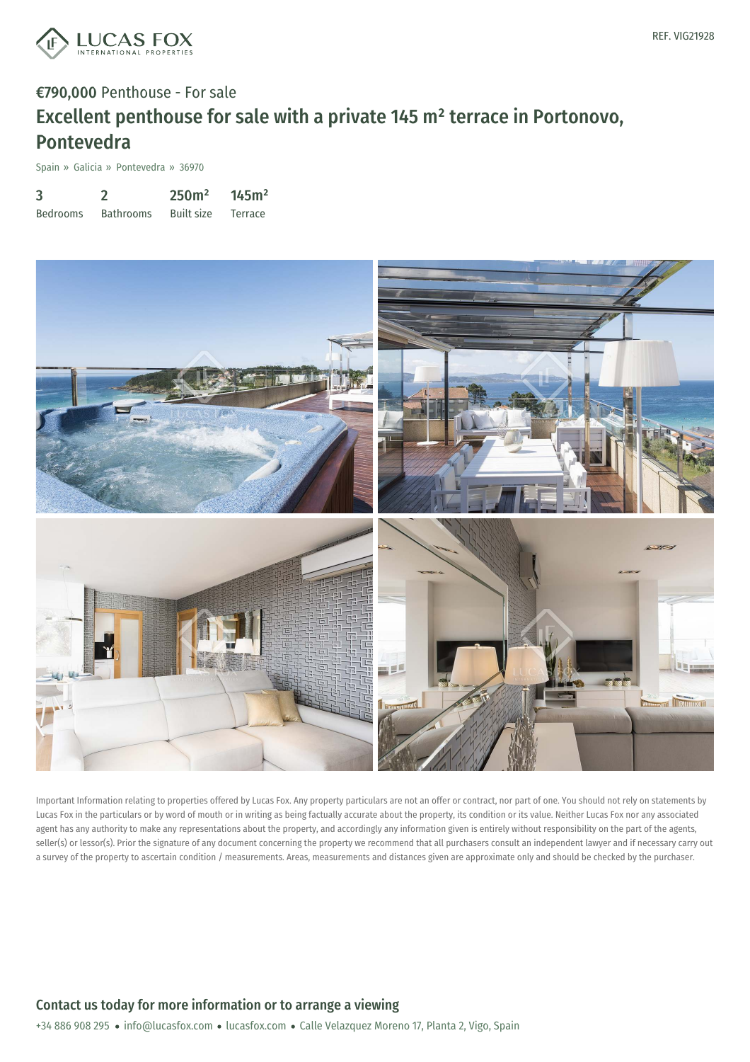REF. VIG21928

**€790,000** Penthouse - For sale

# Excellent penthouse for sale with a private 145 m² terrace in Portonovo, Pontevedra

Spain » Galicia » Pontevedra » 36970

| 3 | 2 | 250m² | 145m² |
|---|---|---|---|
| Bedrooms | Bathrooms | Built size | Terrace |

Important Information relating to properties offered by Lucas Fox. Any property particulars are not an offer or contract, nor part of one. You should not rely on statements by Lucas Fox in the particulars or by word of mouth or in writing as being factually accurate about the property, its condition or its value. Neither Lucas Fox nor any associated agent has any authority to make any representations about the property, and accordingly any information given is entirely without responsibility on the part of the agents, seller(s) or lessor(s). Prior the signature of any document concerning the property we recommend that all purchasers consult an independent lawyer and if necessary carry out a survey of the property to ascertain condition / measurements. Areas, measurements and distances given are approximate only and should be checked by the purchaser.

## Contact us today for more information or to arrange a viewing

+34 886 908 295 • info@lucasfox.com • lucasfox.com • Calle Velazquez Moreno 17, Planta 2, Vigo, Spain